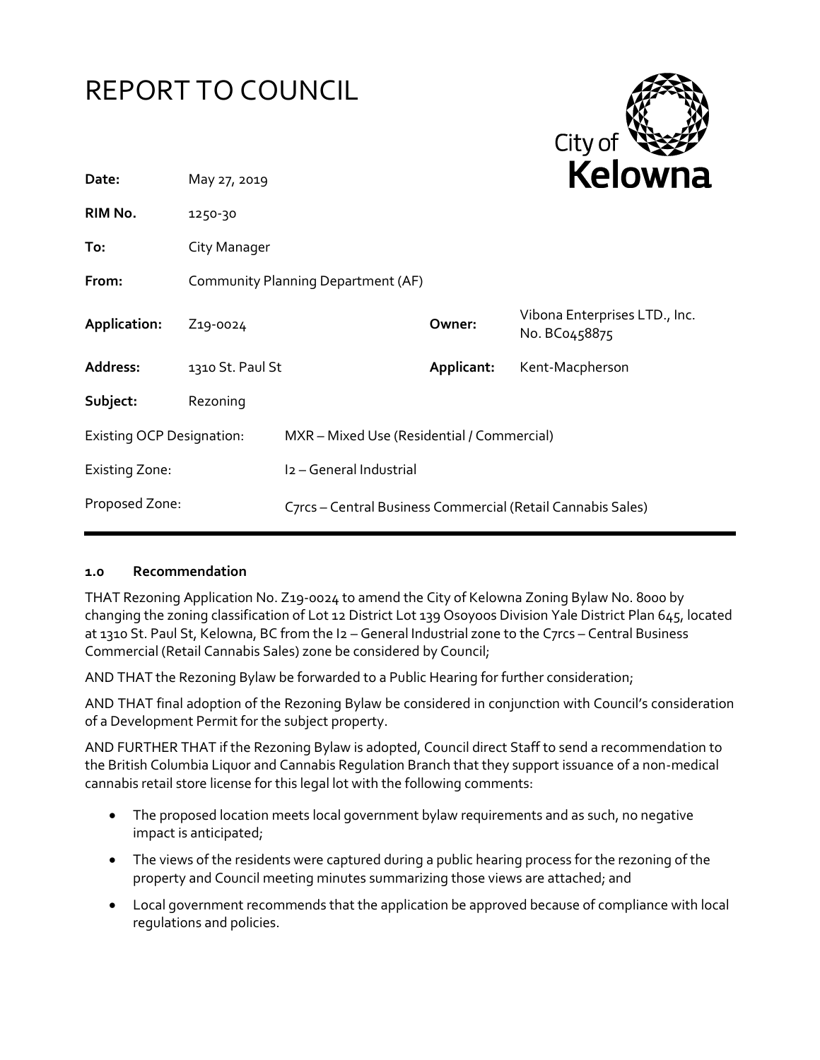# REPORT TO COUNCIL

City of Kelowna

| | | | |
|---|---|---|---|
| **Date:** | May 27, 2019 | | |
| **RIM No.** | 1250-30 | | |
| **To:** | City Manager | | |
| **From:** | Community Planning Department (AF) | | |
| **Application:** | Z19-0024 | **Owner:** | Vibona Enterprises LTD., Inc. No. BC0458875 |
| **Address:** | 1310 St. Paul St | **Applicant:** | Kent-Macpherson |
| **Subject:** | Rezoning | | |
| Existing OCP Designation: | MXR – Mixed Use (Residential / Commercial) | | |
| Existing Zone: | I2 – General Industrial | | |
| Proposed Zone: | C7rcs – Central Business Commercial (Retail Cannabis Sales) | | |

## 1.0 Recommendation

THAT Rezoning Application No. Z19-0024 to amend the City of Kelowna Zoning Bylaw No. 8000 by changing the zoning classification of Lot 12 District Lot 139 Osoyoos Division Yale District Plan 645, located at 1310 St. Paul St, Kelowna, BC from the I2 – General Industrial zone to the C7rcs – Central Business Commercial (Retail Cannabis Sales) zone be considered by Council;

AND THAT the Rezoning Bylaw be forwarded to a Public Hearing for further consideration;

AND THAT final adoption of the Rezoning Bylaw be considered in conjunction with Council's consideration of a Development Permit for the subject property.

AND FURTHER THAT if the Rezoning Bylaw is adopted, Council direct Staff to send a recommendation to the British Columbia Liquor and Cannabis Regulation Branch that they support issuance of a non-medical cannabis retail store license for this legal lot with the following comments:

- The proposed location meets local government bylaw requirements and as such, no negative impact is anticipated;
- The views of the residents were captured during a public hearing process for the rezoning of the property and Council meeting minutes summarizing those views are attached; and
- Local government recommends that the application be approved because of compliance with local regulations and policies.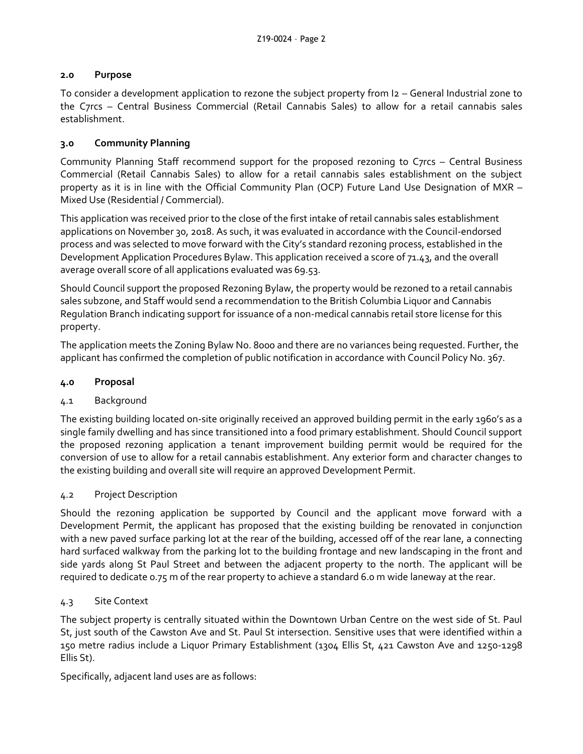## 2.0 Purpose

To consider a development application to rezone the subject property from I2 – General Industrial zone to the C7rcs – Central Business Commercial (Retail Cannabis Sales) to allow for a retail cannabis sales establishment.

## 3.0 Community Planning

Community Planning Staff recommend support for the proposed rezoning to C7rcs – Central Business Commercial (Retail Cannabis Sales) to allow for a retail cannabis sales establishment on the subject property as it is in line with the Official Community Plan (OCP) Future Land Use Designation of MXR – Mixed Use (Residential / Commercial).

This application was received prior to the close of the first intake of retail cannabis sales establishment applications on November 30, 2018. As such, it was evaluated in accordance with the Council-endorsed process and was selected to move forward with the City's standard rezoning process, established in the Development Application Procedures Bylaw. This application received a score of 71.43, and the overall average overall score of all applications evaluated was 69.53.

Should Council support the proposed Rezoning Bylaw, the property would be rezoned to a retail cannabis sales subzone, and Staff would send a recommendation to the British Columbia Liquor and Cannabis Regulation Branch indicating support for issuance of a non-medical cannabis retail store license for this property.

The application meets the Zoning Bylaw No. 8000 and there are no variances being requested. Further, the applicant has confirmed the completion of public notification in accordance with Council Policy No. 367.

## 4.0 Proposal

### 4.1 Background

The existing building located on-site originally received an approved building permit in the early 1960's as a single family dwelling and has since transitioned into a food primary establishment. Should Council support the proposed rezoning application a tenant improvement building permit would be required for the conversion of use to allow for a retail cannabis establishment. Any exterior form and character changes to the existing building and overall site will require an approved Development Permit.

### 4.2 Project Description

Should the rezoning application be supported by Council and the applicant move forward with a Development Permit, the applicant has proposed that the existing building be renovated in conjunction with a new paved surface parking lot at the rear of the building, accessed off of the rear lane, a connecting hard surfaced walkway from the parking lot to the building frontage and new landscaping in the front and side yards along St Paul Street and between the adjacent property to the north. The applicant will be required to dedicate 0.75 m of the rear property to achieve a standard 6.0 m wide laneway at the rear.

### 4.3 Site Context

The subject property is centrally situated within the Downtown Urban Centre on the west side of St. Paul St, just south of the Cawston Ave and St. Paul St intersection. Sensitive uses that were identified within a 150 metre radius include a Liquor Primary Establishment (1304 Ellis St, 421 Cawston Ave and 1250-1298 Ellis St).

Specifically, adjacent land uses are as follows: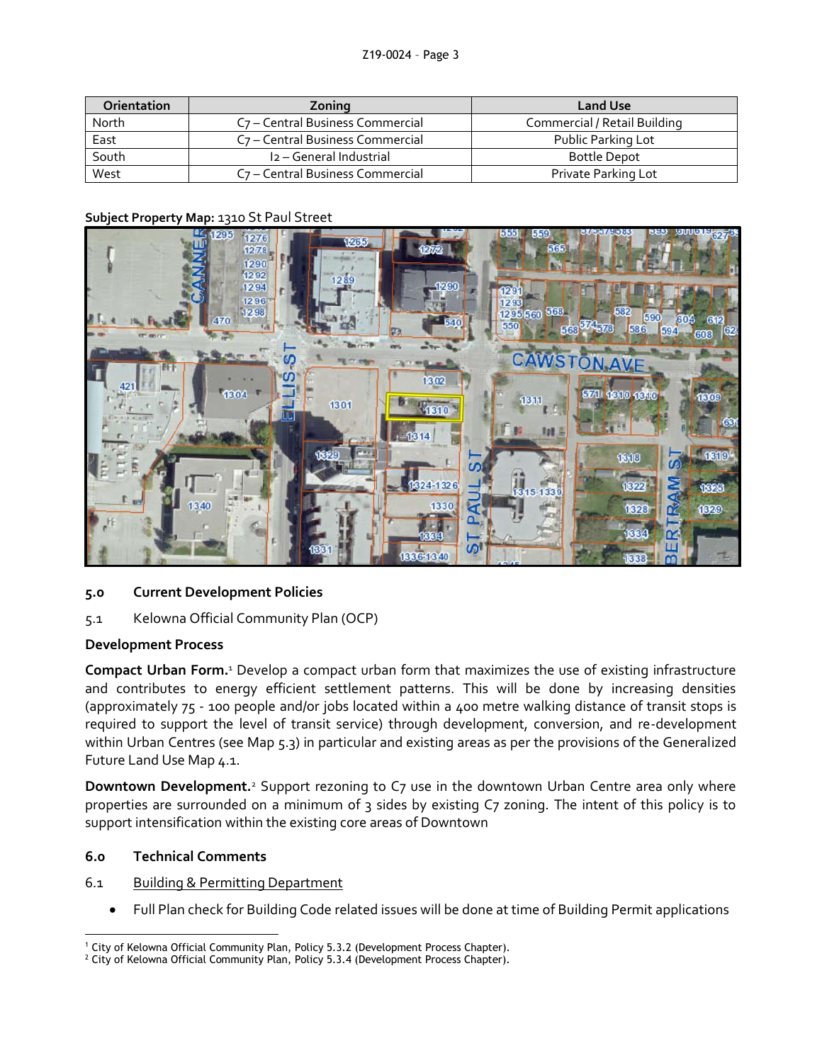| Orientation | Zoning | Land Use |
|---|---|---|
| North | C7 – Central Business Commercial | Commercial / Retail Building |
| East | C7 – Central Business Commercial | Public Parking Lot |
| South | I2 – General Industrial | Bottle Depot |
| West | C7 – Central Business Commercial | Private Parking Lot |

**Subject Property Map:** 1310 St Paul Street

## 5.0 Current Development Policies

5.1 Kelowna Official Community Plan (OCP)

**Development Process**

**Compact Urban Form.**[1] Develop a compact urban form that maximizes the use of existing infrastructure and contributes to energy efficient settlement patterns. This will be done by increasing densities (approximately 75 - 100 people and/or jobs located within a 400 metre walking distance of transit stops is required to support the level of transit service) through development, conversion, and re-development within Urban Centres (see Map 5.3) in particular and existing areas as per the provisions of the Generalized Future Land Use Map 4.1.

**Downtown Development.**[2] Support rezoning to C7 use in the downtown Urban Centre area only where properties are surrounded on a minimum of 3 sides by existing C7 zoning. The intent of this policy is to support intensification within the existing core areas of Downtown

## 6.0 Technical Comments

6.1 Building & Permitting Department

- Full Plan check for Building Code related issues will be done at time of Building Permit applications

[1] City of Kelowna Official Community Plan, Policy 5.3.2 (Development Process Chapter).
[2] City of Kelowna Official Community Plan, Policy 5.3.4 (Development Process Chapter).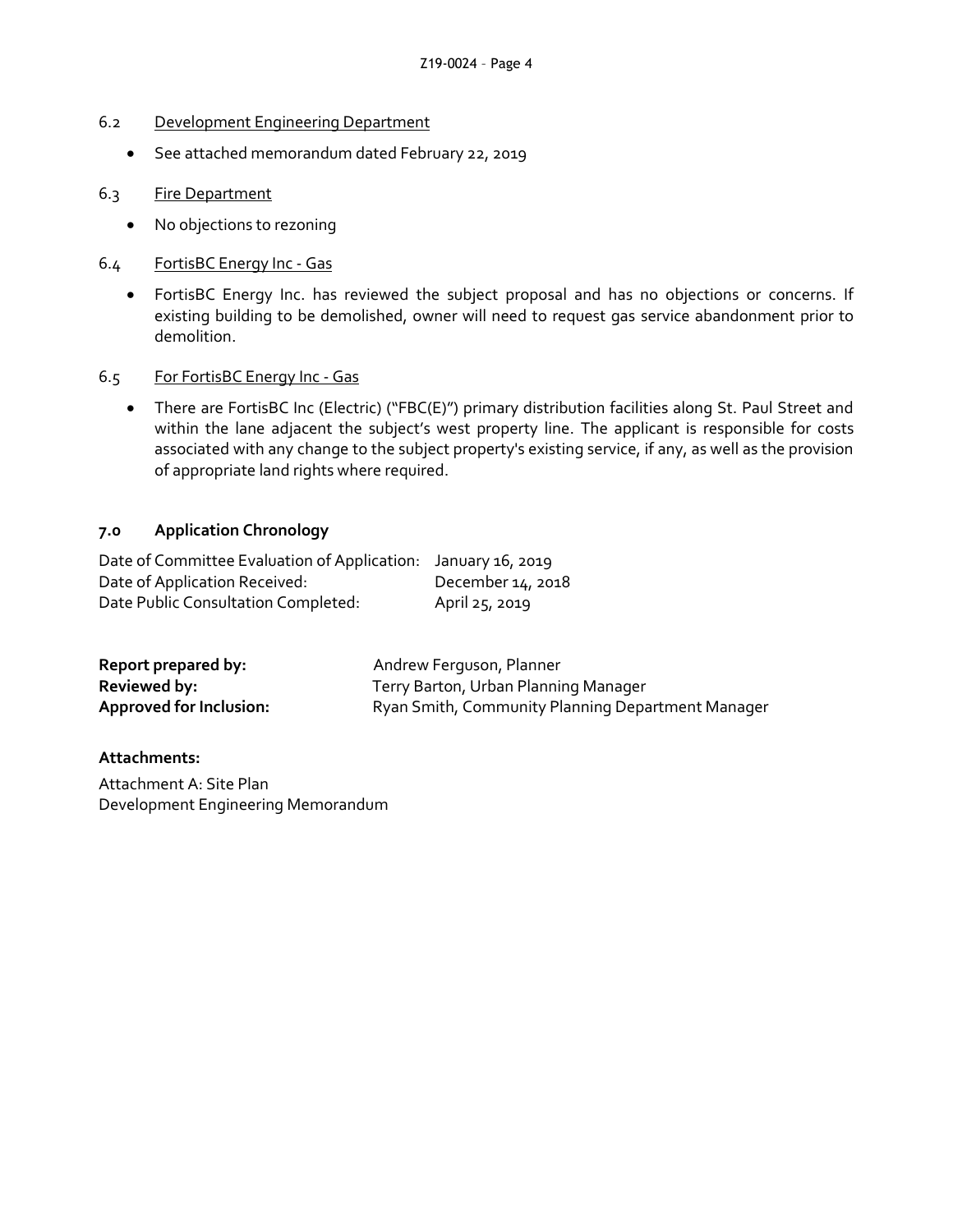### 6.2 Development Engineering Department

- See attached memorandum dated February 22, 2019

### 6.3 Fire Department

- No objections to rezoning

### 6.4 FortisBC Energy Inc - Gas

- FortisBC Energy Inc. has reviewed the subject proposal and has no objections or concerns. If existing building to be demolished, owner will need to request gas service abandonment prior to demolition.

### 6.5 For FortisBC Energy Inc - Gas

- There are FortisBC Inc (Electric) ("FBC(E)") primary distribution facilities along St. Paul Street and within the lane adjacent the subject's west property line. The applicant is responsible for costs associated with any change to the subject property's existing service, if any, as well as the provision of appropriate land rights where required.

## 7.0 Application Chronology

| | |
|---|---|
| Date of Committee Evaluation of Application: | January 16, 2019 |
| Date of Application Received: | December 14, 2018 |
| Date Public Consultation Completed: | April 25, 2019 |

| | |
|---|---|
| **Report prepared by:** | Andrew Ferguson, Planner |
| **Reviewed by:** | Terry Barton, Urban Planning Manager |
| **Approved for Inclusion:** | Ryan Smith, Community Planning Department Manager |

**Attachments:**

Attachment A: Site Plan
Development Engineering Memorandum